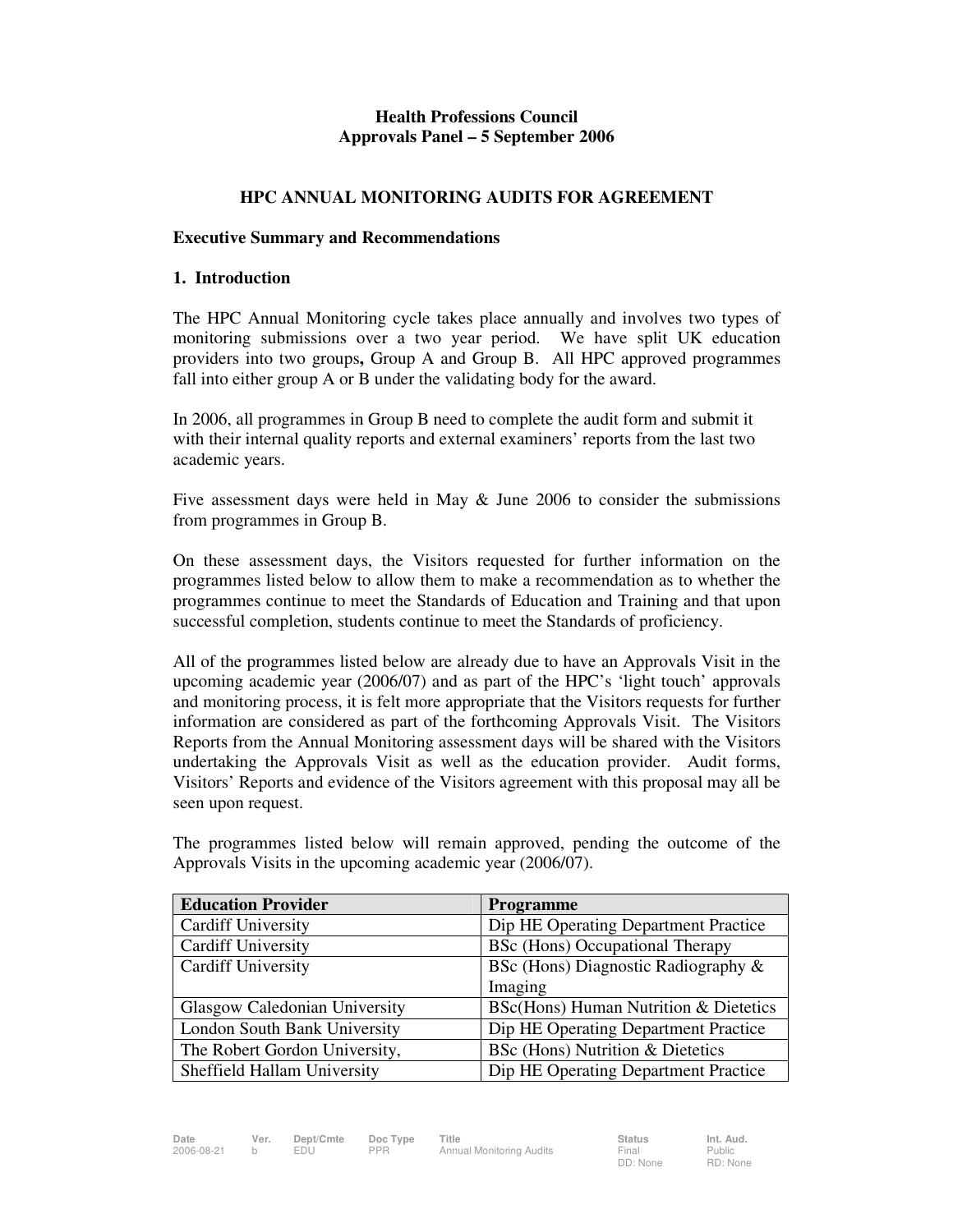**Health Professions Council**
**Approvals Panel – 5 September 2006**

# HPC ANNUAL MONITORING AUDITS FOR AGREEMENT

## Executive Summary and Recommendations

### 1. Introduction

The HPC Annual Monitoring cycle takes place annually and involves two types of monitoring submissions over a two year period. We have split UK education providers into two groups**,** Group A and Group B. All HPC approved programmes fall into either group A or B under the validating body for the award.

In 2006, all programmes in Group B need to complete the audit form and submit it with their internal quality reports and external examiners' reports from the last two academic years.

Five assessment days were held in May & June 2006 to consider the submissions from programmes in Group B.

On these assessment days, the Visitors requested for further information on the programmes listed below to allow them to make a recommendation as to whether the programmes continue to meet the Standards of Education and Training and that upon successful completion, students continue to meet the Standards of proficiency.

All of the programmes listed below are already due to have an Approvals Visit in the upcoming academic year (2006/07) and as part of the HPC's 'light touch' approvals and monitoring process, it is felt more appropriate that the Visitors requests for further information are considered as part of the forthcoming Approvals Visit. The Visitors Reports from the Annual Monitoring assessment days will be shared with the Visitors undertaking the Approvals Visit as well as the education provider. Audit forms, Visitors' Reports and evidence of the Visitors agreement with this proposal may all be seen upon request.

The programmes listed below will remain approved, pending the outcome of the Approvals Visits in the upcoming academic year (2006/07).

| Education Provider | Programme |
|---|---|
| Cardiff University | Dip HE Operating Department Practice |
| Cardiff University | BSc (Hons) Occupational Therapy |
| Cardiff University | BSc (Hons) Diagnostic Radiography & Imaging |
| Glasgow Caledonian University | BSc(Hons) Human Nutrition & Dietetics |
| London South Bank University | Dip HE Operating Department Practice |
| The Robert Gordon University, | BSc (Hons) Nutrition & Dietetics |
| Sheffield Hallam University | Dip HE Operating Department Practice |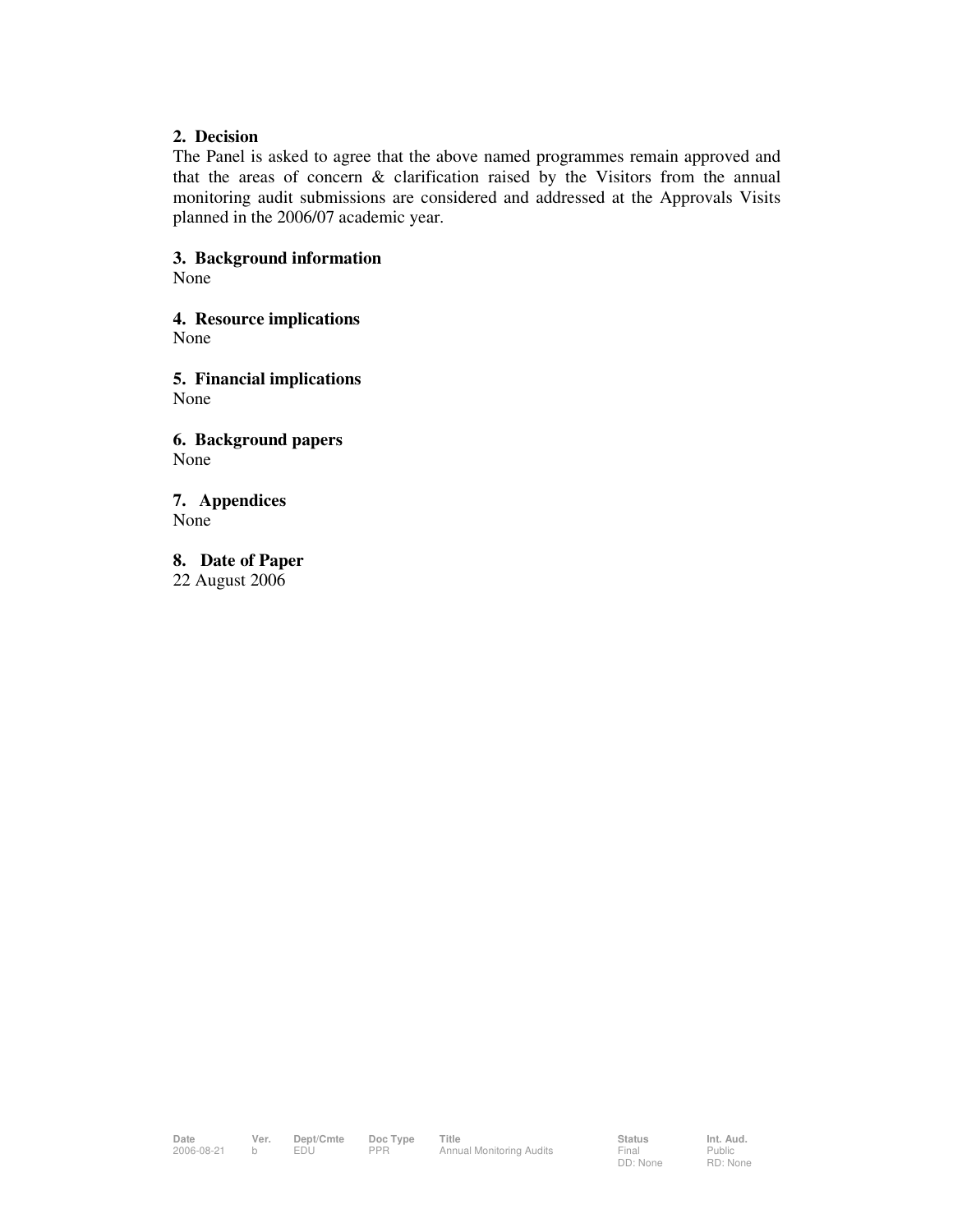## 2. Decision

The Panel is asked to agree that the above named programmes remain approved and that the areas of concern & clarification raised by the Visitors from the annual monitoring audit submissions are considered and addressed at the Approvals Visits planned in the 2006/07 academic year.

## 3. Background information

None

## 4. Resource implications

None

## 5. Financial implications

None

## 6. Background papers

None

## 7. Appendices

None

## 8. Date of Paper

22 August 2006